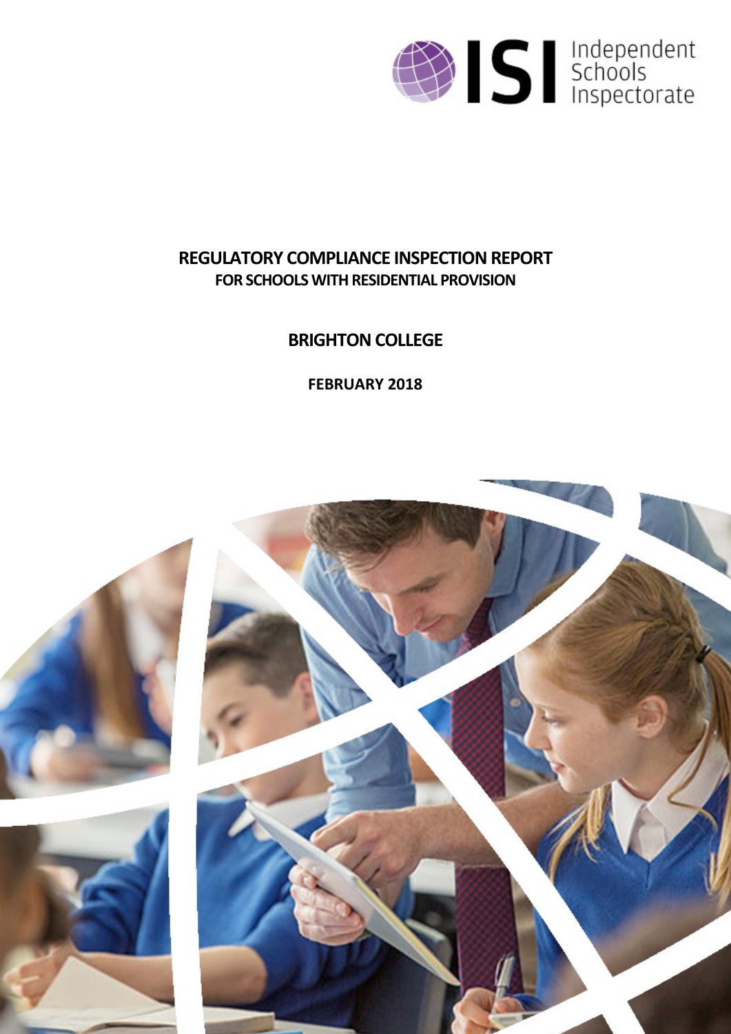ISI Independent Schools Inspectorate

# REGULATORY COMPLIANCE INSPECTION REPORT

## FOR SCHOOLS WITH RESIDENTIAL PROVISION

## BRIGHTON COLLEGE

**FEBRUARY 2018**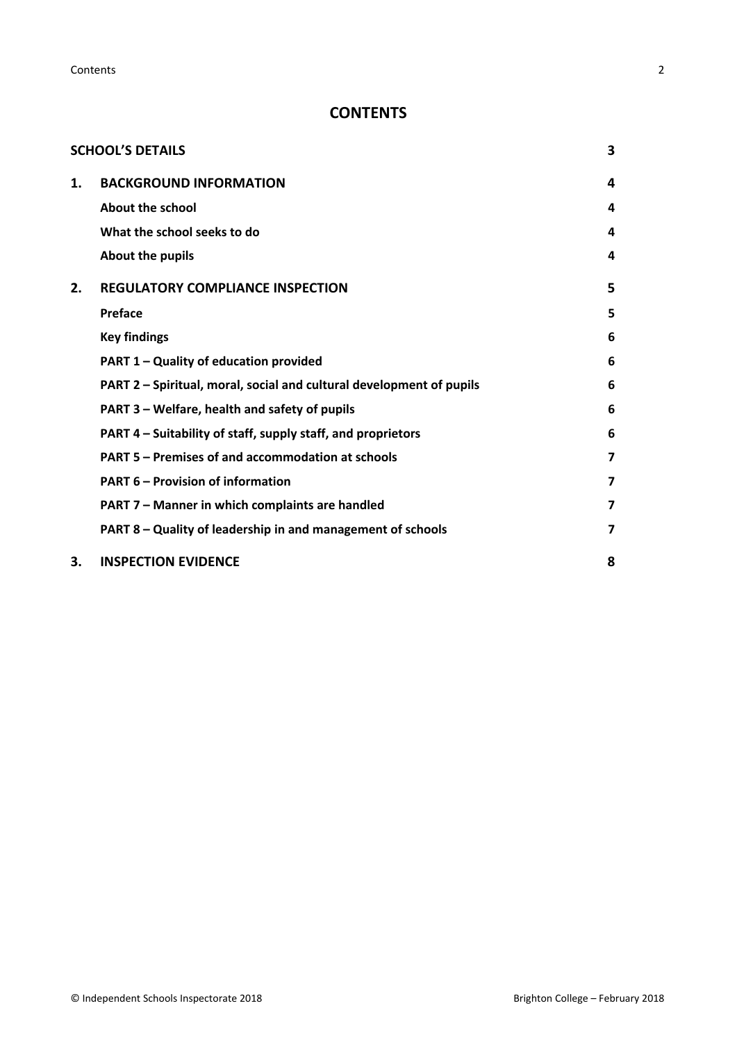# CONTENTS

| | | |
|---|---|---|
| **SCHOOL'S DETAILS** | | **3** |
| **1.** | **BACKGROUND INFORMATION** | **4** |
| | **About the school** | **4** |
| | **What the school seeks to do** | **4** |
| | **About the pupils** | **4** |
| **2.** | **REGULATORY COMPLIANCE INSPECTION** | **5** |
| | **Preface** | **5** |
| | **Key findings** | **6** |
| | **PART 1 – Quality of education provided** | **6** |
| | **PART 2 – Spiritual, moral, social and cultural development of pupils** | **6** |
| | **PART 3 – Welfare, health and safety of pupils** | **6** |
| | **PART 4 – Suitability of staff, supply staff, and proprietors** | **6** |
| | **PART 5 – Premises of and accommodation at schools** | **7** |
| | **PART 6 – Provision of information** | **7** |
| | **PART 7 – Manner in which complaints are handled** | **7** |
| | **PART 8 – Quality of leadership in and management of schools** | **7** |
| **3.** | **INSPECTION EVIDENCE** | **8** |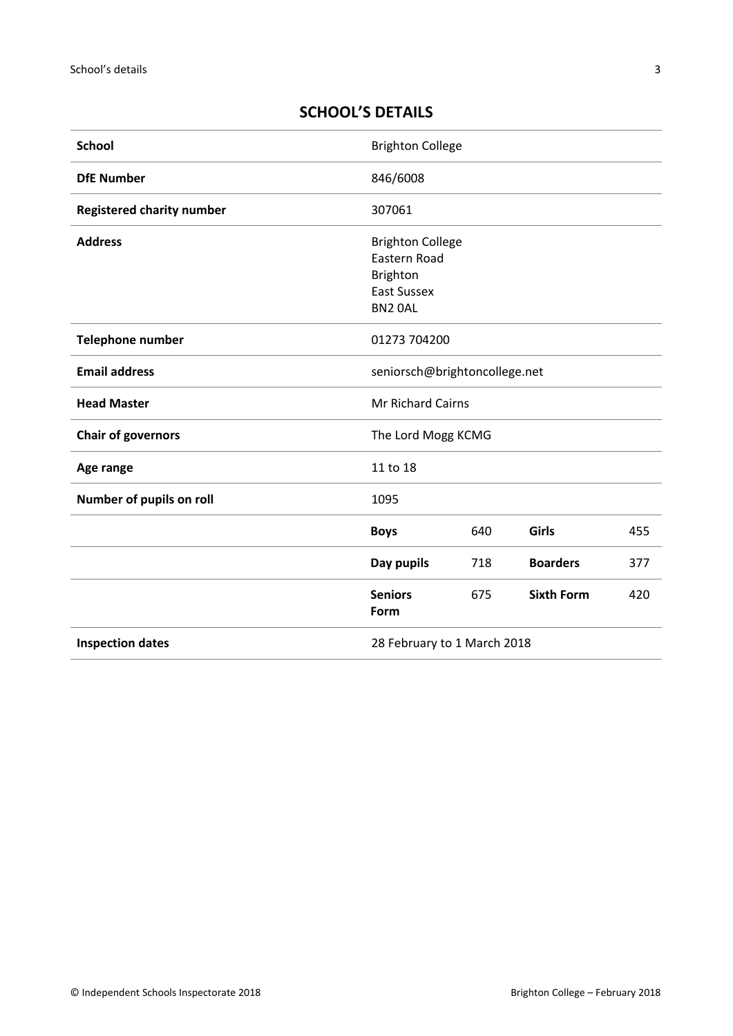## SCHOOL'S DETAILS

| | | | | |
|---|---|---|---|---|
| **School** | Brighton College | | | |
| **DfE Number** | 846/6008 | | | |
| **Registered charity number** | 307061 | | | |
| **Address** | Brighton College<br>Eastern Road<br>Brighton<br>East Sussex<br>BN2 0AL | | | |
| **Telephone number** | 01273 704200 | | | |
| **Email address** | seniorsch@brightoncollege.net | | | |
| **Head Master** | Mr Richard Cairns | | | |
| **Chair of governors** | The Lord Mogg KCMG | | | |
| **Age range** | 11 to 18 | | | |
| **Number of pupils on roll** | 1095 | | | |
| | **Boys** | 640 | **Girls** | 455 |
| | **Day pupils** | 718 | **Boarders** | 377 |
| | **Seniors Form** | 675 | **Sixth Form** | 420 |
| **Inspection dates** | 28 February to 1 March 2018 | | | |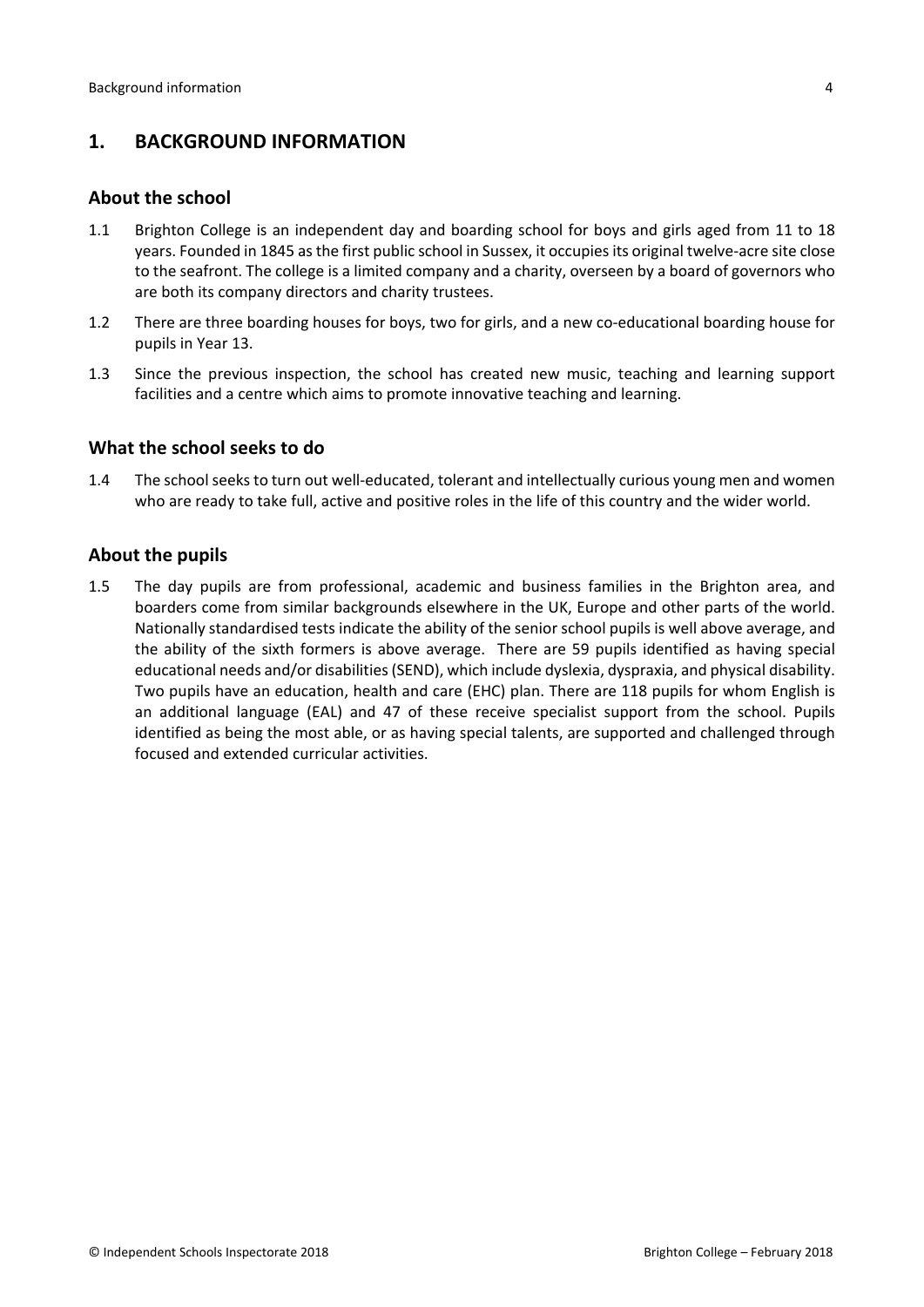## 1. BACKGROUND INFORMATION

### About the school

1.1 Brighton College is an independent day and boarding school for boys and girls aged from 11 to 18 years. Founded in 1845 as the first public school in Sussex, it occupies its original twelve-acre site close to the seafront. The college is a limited company and a charity, overseen by a board of governors who are both its company directors and charity trustees.

1.2 There are three boarding houses for boys, two for girls, and a new co-educational boarding house for pupils in Year 13.

1.3 Since the previous inspection, the school has created new music, teaching and learning support facilities and a centre which aims to promote innovative teaching and learning.

### What the school seeks to do

1.4 The school seeks to turn out well-educated, tolerant and intellectually curious young men and women who are ready to take full, active and positive roles in the life of this country and the wider world.

### About the pupils

1.5 The day pupils are from professional, academic and business families in the Brighton area, and boarders come from similar backgrounds elsewhere in the UK, Europe and other parts of the world. Nationally standardised tests indicate the ability of the senior school pupils is well above average, and the ability of the sixth formers is above average. There are 59 pupils identified as having special educational needs and/or disabilities (SEND), which include dyslexia, dyspraxia, and physical disability. Two pupils have an education, health and care (EHC) plan. There are 118 pupils for whom English is an additional language (EAL) and 47 of these receive specialist support from the school. Pupils identified as being the most able, or as having special talents, are supported and challenged through focused and extended curricular activities.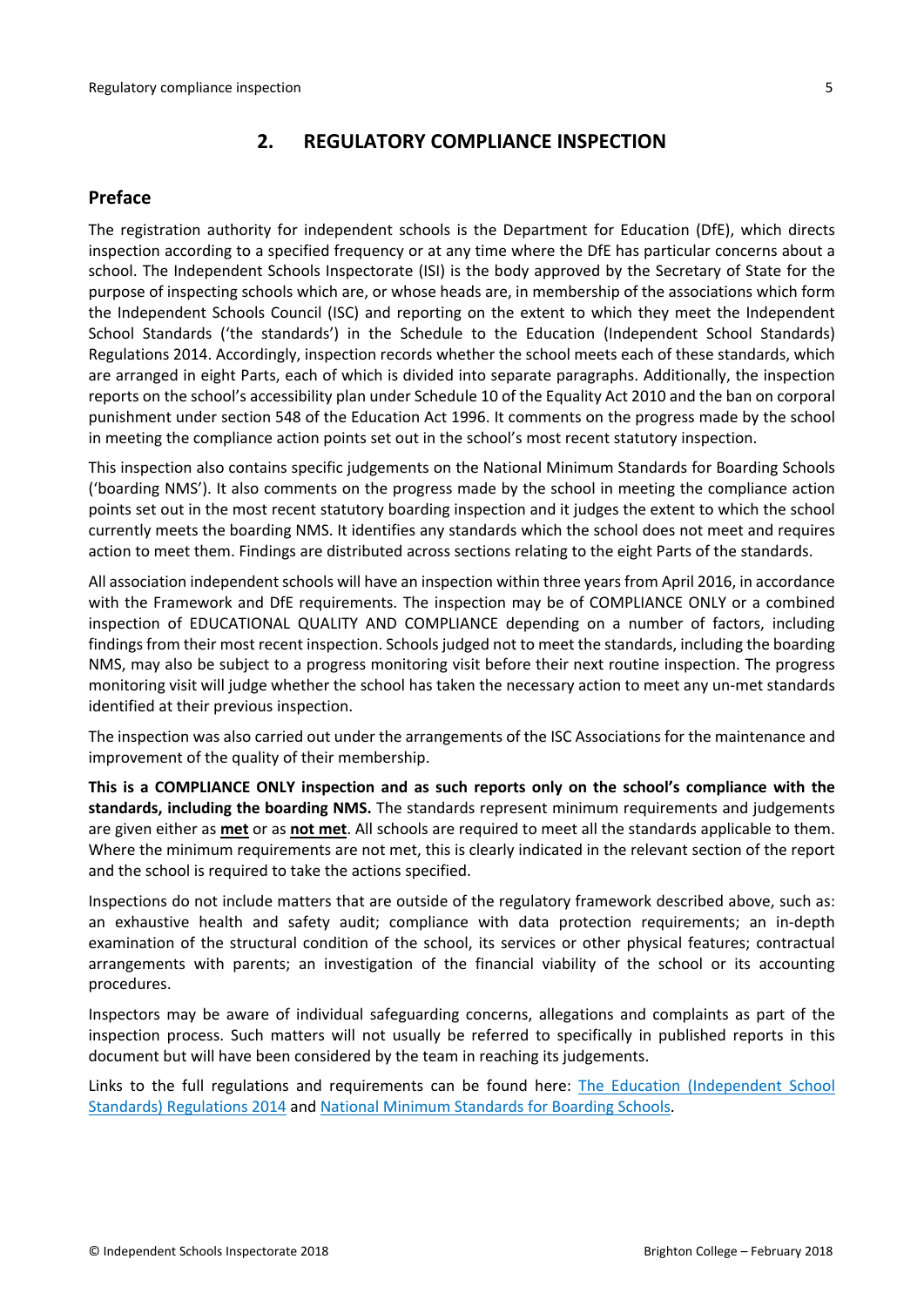## 2. REGULATORY COMPLIANCE INSPECTION

### Preface

The registration authority for independent schools is the Department for Education (DfE), which directs inspection according to a specified frequency or at any time where the DfE has particular concerns about a school. The Independent Schools Inspectorate (ISI) is the body approved by the Secretary of State for the purpose of inspecting schools which are, or whose heads are, in membership of the associations which form the Independent Schools Council (ISC) and reporting on the extent to which they meet the Independent School Standards ('the standards') in the Schedule to the Education (Independent School Standards) Regulations 2014. Accordingly, inspection records whether the school meets each of these standards, which are arranged in eight Parts, each of which is divided into separate paragraphs. Additionally, the inspection reports on the school's accessibility plan under Schedule 10 of the Equality Act 2010 and the ban on corporal punishment under section 548 of the Education Act 1996. It comments on the progress made by the school in meeting the compliance action points set out in the school's most recent statutory inspection.

This inspection also contains specific judgements on the National Minimum Standards for Boarding Schools ('boarding NMS'). It also comments on the progress made by the school in meeting the compliance action points set out in the most recent statutory boarding inspection and it judges the extent to which the school currently meets the boarding NMS. It identifies any standards which the school does not meet and requires action to meet them. Findings are distributed across sections relating to the eight Parts of the standards.

All association independent schools will have an inspection within three years from April 2016, in accordance with the Framework and DfE requirements. The inspection may be of COMPLIANCE ONLY or a combined inspection of EDUCATIONAL QUALITY AND COMPLIANCE depending on a number of factors, including findings from their most recent inspection. Schools judged not to meet the standards, including the boarding NMS, may also be subject to a progress monitoring visit before their next routine inspection. The progress monitoring visit will judge whether the school has taken the necessary action to meet any un-met standards identified at their previous inspection.

The inspection was also carried out under the arrangements of the ISC Associations for the maintenance and improvement of the quality of their membership.

**This is a COMPLIANCE ONLY inspection and as such reports only on the school's compliance with the standards, including the boarding NMS.** The standards represent minimum requirements and judgements are given either as **met** or as **not met**. All schools are required to meet all the standards applicable to them. Where the minimum requirements are not met, this is clearly indicated in the relevant section of the report and the school is required to take the actions specified.

Inspections do not include matters that are outside of the regulatory framework described above, such as: an exhaustive health and safety audit; compliance with data protection requirements; an in-depth examination of the structural condition of the school, its services or other physical features; contractual arrangements with parents; an investigation of the financial viability of the school or its accounting procedures.

Inspectors may be aware of individual safeguarding concerns, allegations and complaints as part of the inspection process. Such matters will not usually be referred to specifically in published reports in this document but will have been considered by the team in reaching its judgements.

Links to the full regulations and requirements can be found here: The Education (Independent School Standards) Regulations 2014 and National Minimum Standards for Boarding Schools.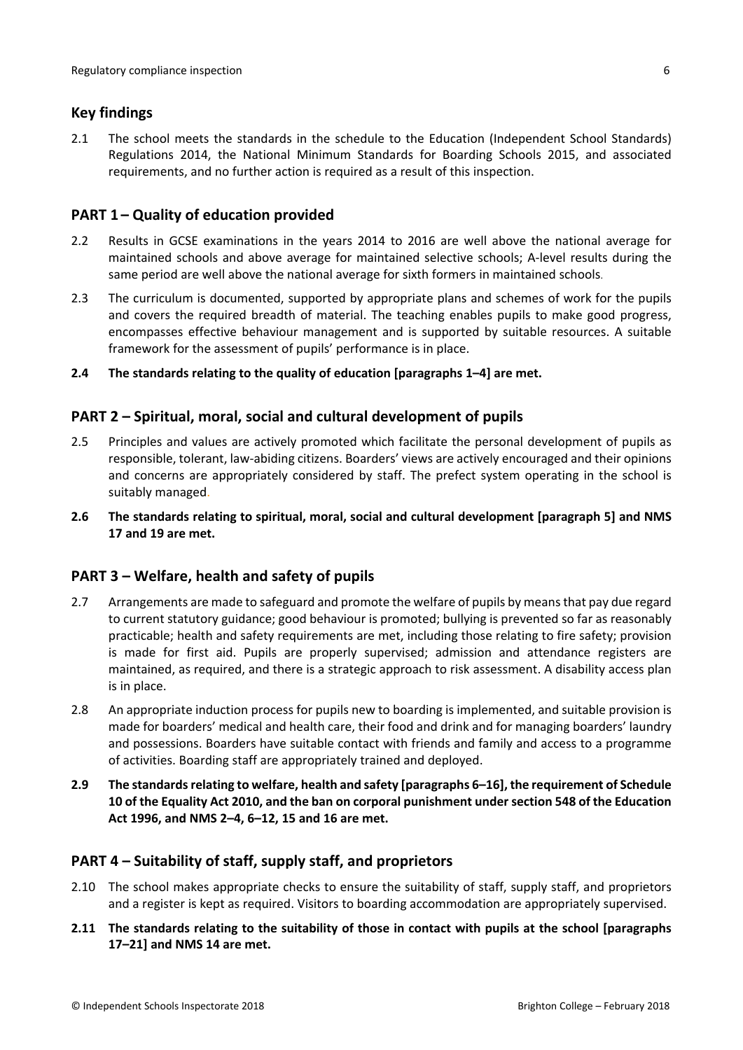## Key findings

2.1 The school meets the standards in the schedule to the Education (Independent School Standards) Regulations 2014, the National Minimum Standards for Boarding Schools 2015, and associated requirements, and no further action is required as a result of this inspection.

## PART 1 – Quality of education provided

2.2 Results in GCSE examinations in the years 2014 to 2016 are well above the national average for maintained schools and above average for maintained selective schools; A-level results during the same period are well above the national average for sixth formers in maintained schools.

2.3 The curriculum is documented, supported by appropriate plans and schemes of work for the pupils and covers the required breadth of material. The teaching enables pupils to make good progress, encompasses effective behaviour management and is supported by suitable resources. A suitable framework for the assessment of pupils' performance is in place.

**2.4 The standards relating to the quality of education [paragraphs 1–4] are met.**

## PART 2 – Spiritual, moral, social and cultural development of pupils

2.5 Principles and values are actively promoted which facilitate the personal development of pupils as responsible, tolerant, law-abiding citizens. Boarders' views are actively encouraged and their opinions and concerns are appropriately considered by staff. The prefect system operating in the school is suitably managed.

**2.6 The standards relating to spiritual, moral, social and cultural development [paragraph 5] and NMS 17 and 19 are met.**

## PART 3 – Welfare, health and safety of pupils

2.7 Arrangements are made to safeguard and promote the welfare of pupils by means that pay due regard to current statutory guidance; good behaviour is promoted; bullying is prevented so far as reasonably practicable; health and safety requirements are met, including those relating to fire safety; provision is made for first aid. Pupils are properly supervised; admission and attendance registers are maintained, as required, and there is a strategic approach to risk assessment. A disability access plan is in place.

2.8 An appropriate induction process for pupils new to boarding is implemented, and suitable provision is made for boarders' medical and health care, their food and drink and for managing boarders' laundry and possessions. Boarders have suitable contact with friends and family and access to a programme of activities. Boarding staff are appropriately trained and deployed.

**2.9 The standards relating to welfare, health and safety [paragraphs 6–16], the requirement of Schedule 10 of the Equality Act 2010, and the ban on corporal punishment under section 548 of the Education Act 1996, and NMS 2–4, 6–12, 15 and 16 are met.**

## PART 4 – Suitability of staff, supply staff, and proprietors

2.10 The school makes appropriate checks to ensure the suitability of staff, supply staff, and proprietors and a register is kept as required. Visitors to boarding accommodation are appropriately supervised.

**2.11 The standards relating to the suitability of those in contact with pupils at the school [paragraphs 17–21] and NMS 14 are met.**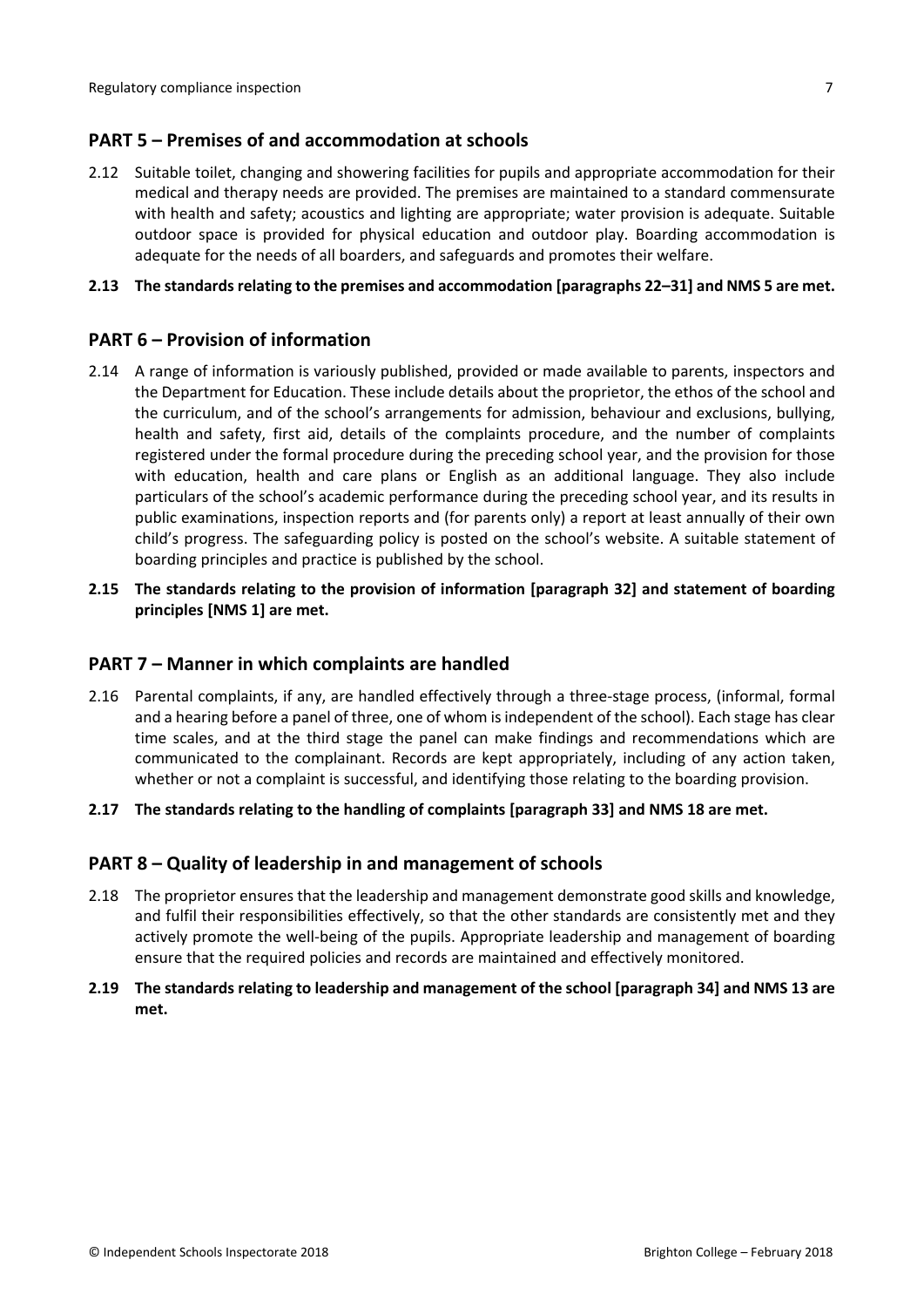## PART 5 – Premises of and accommodation at schools

2.12 Suitable toilet, changing and showering facilities for pupils and appropriate accommodation for their medical and therapy needs are provided. The premises are maintained to a standard commensurate with health and safety; acoustics and lighting are appropriate; water provision is adequate. Suitable outdoor space is provided for physical education and outdoor play. Boarding accommodation is adequate for the needs of all boarders, and safeguards and promotes their welfare.

**2.13 The standards relating to the premises and accommodation [paragraphs 22–31] and NMS 5 are met.**

## PART 6 – Provision of information

2.14 A range of information is variously published, provided or made available to parents, inspectors and the Department for Education. These include details about the proprietor, the ethos of the school and the curriculum, and of the school's arrangements for admission, behaviour and exclusions, bullying, health and safety, first aid, details of the complaints procedure, and the number of complaints registered under the formal procedure during the preceding school year, and the provision for those with education, health and care plans or English as an additional language. They also include particulars of the school's academic performance during the preceding school year, and its results in public examinations, inspection reports and (for parents only) a report at least annually of their own child's progress. The safeguarding policy is posted on the school's website. A suitable statement of boarding principles and practice is published by the school.

**2.15 The standards relating to the provision of information [paragraph 32] and statement of boarding principles [NMS 1] are met.**

## PART 7 – Manner in which complaints are handled

2.16 Parental complaints, if any, are handled effectively through a three-stage process, (informal, formal and a hearing before a panel of three, one of whom is independent of the school). Each stage has clear time scales, and at the third stage the panel can make findings and recommendations which are communicated to the complainant. Records are kept appropriately, including of any action taken, whether or not a complaint is successful, and identifying those relating to the boarding provision.

**2.17 The standards relating to the handling of complaints [paragraph 33] and NMS 18 are met.**

## PART 8 – Quality of leadership in and management of schools

2.18 The proprietor ensures that the leadership and management demonstrate good skills and knowledge, and fulfil their responsibilities effectively, so that the other standards are consistently met and they actively promote the well-being of the pupils. Appropriate leadership and management of boarding ensure that the required policies and records are maintained and effectively monitored.

**2.19 The standards relating to leadership and management of the school [paragraph 34] and NMS 13 are met.**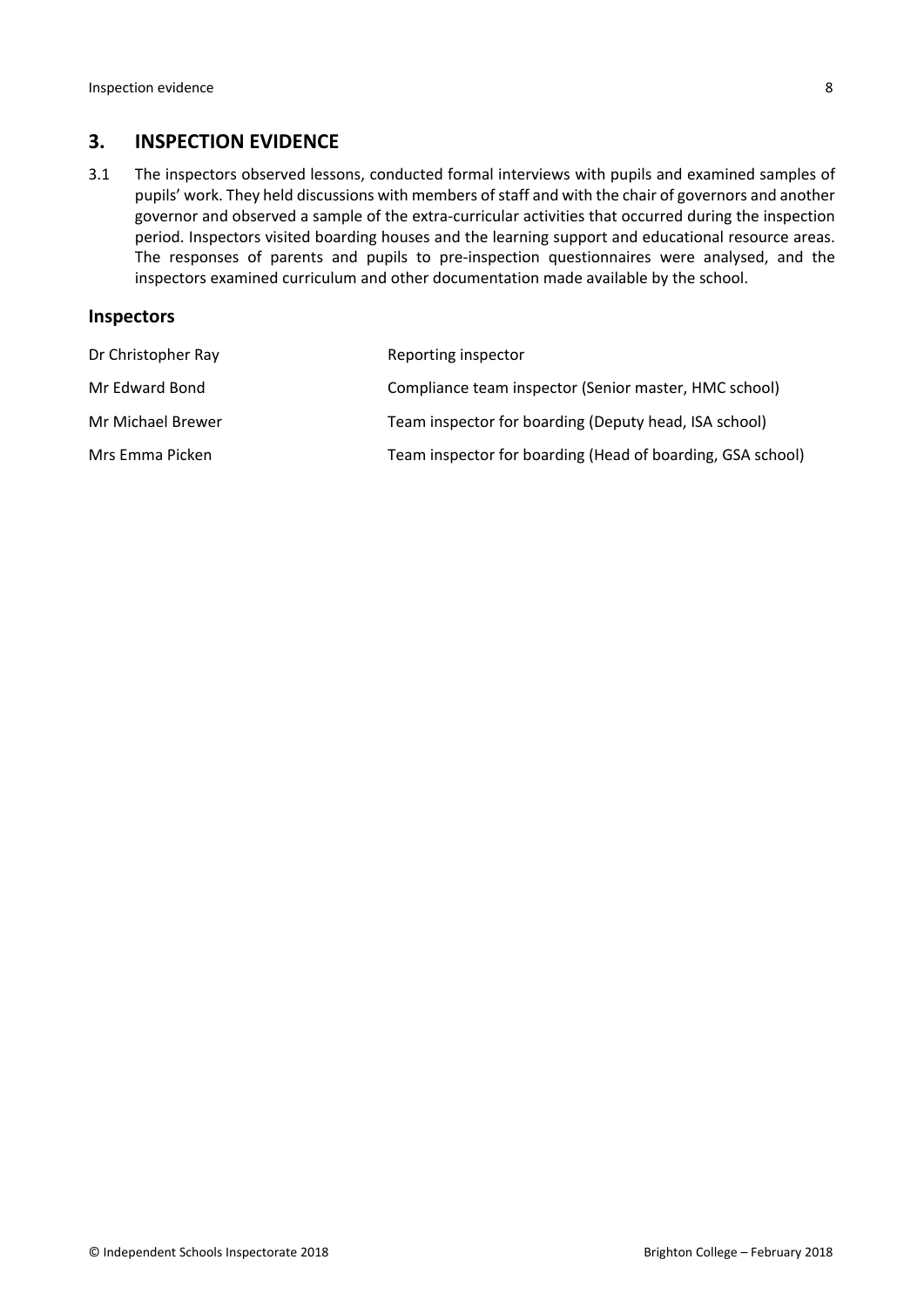## 3. INSPECTION EVIDENCE

3.1 The inspectors observed lessons, conducted formal interviews with pupils and examined samples of pupils' work. They held discussions with members of staff and with the chair of governors and another governor and observed a sample of the extra-curricular activities that occurred during the inspection period. Inspectors visited boarding houses and the learning support and educational resource areas. The responses of parents and pupils to pre-inspection questionnaires were analysed, and the inspectors examined curriculum and other documentation made available by the school.

### Inspectors

| | |
|---|---|
| Dr Christopher Ray | Reporting inspector |
| Mr Edward Bond | Compliance team inspector (Senior master, HMC school) |
| Mr Michael Brewer | Team inspector for boarding (Deputy head, ISA school) |
| Mrs Emma Picken | Team inspector for boarding (Head of boarding, GSA school) |